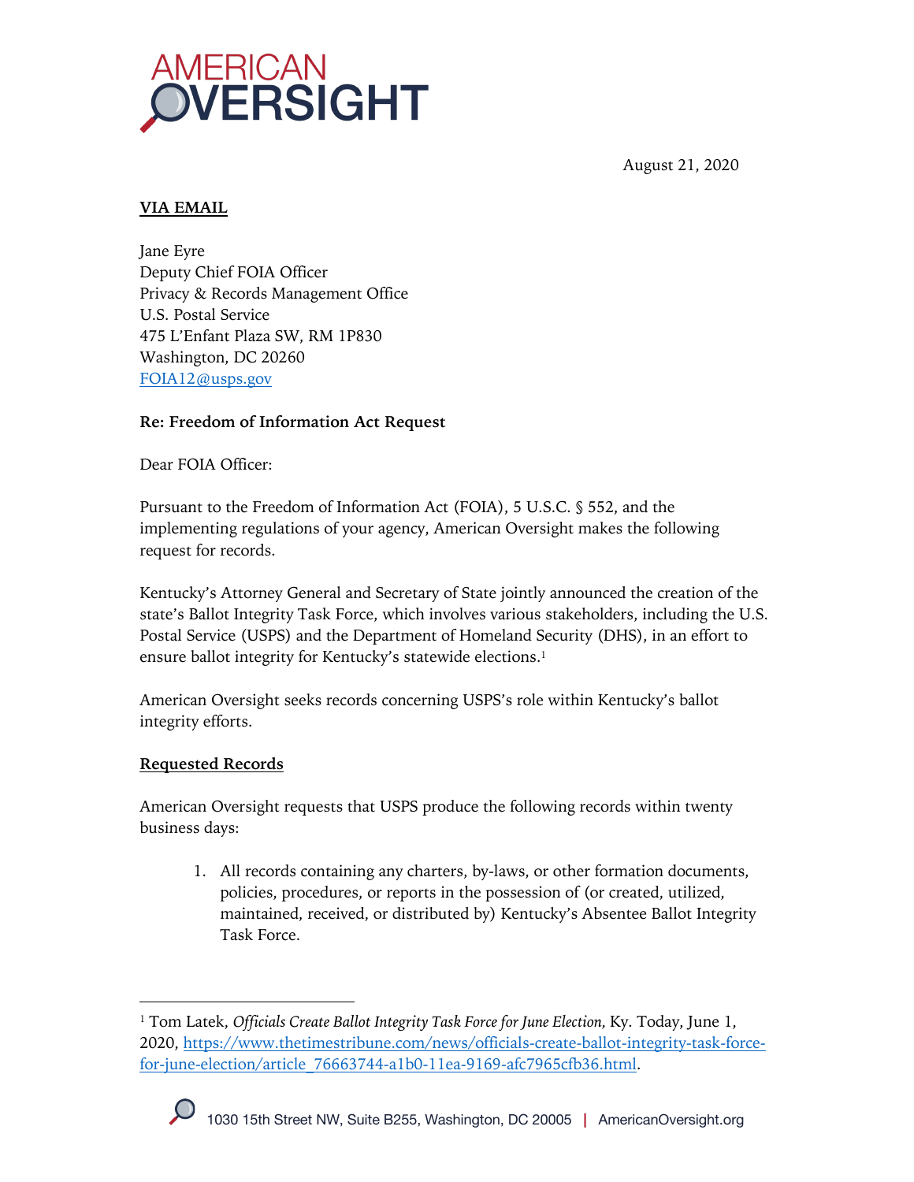AMERICAN OVERSIGHT

August 21, 2020

**VIA EMAIL**

Jane Eyre
Deputy Chief FOIA Officer
Privacy & Records Management Office
U.S. Postal Service
475 L'Enfant Plaza SW, RM 1P830
Washington, DC 20260
FOIA12@usps.gov

**Re: Freedom of Information Act Request**

Dear FOIA Officer:

Pursuant to the Freedom of Information Act (FOIA), 5 U.S.C. § 552, and the implementing regulations of your agency, American Oversight makes the following request for records.

Kentucky's Attorney General and Secretary of State jointly announced the creation of the state's Ballot Integrity Task Force, which involves various stakeholders, including the U.S. Postal Service (USPS) and the Department of Homeland Security (DHS), in an effort to ensure ballot integrity for Kentucky's statewide elections.[1]

American Oversight seeks records concerning USPS's role within Kentucky's ballot integrity efforts.

**Requested Records**

American Oversight requests that USPS produce the following records within twenty business days:

1. All records containing any charters, by-laws, or other formation documents, policies, procedures, or reports in the possession of (or created, utilized, maintained, received, or distributed by) Kentucky's Absentee Ballot Integrity Task Force.

---

[1] Tom Latek, *Officials Create Ballot Integrity Task Force for June Election*, Ky. Today, June 1, 2020, https://www.thetimestribune.com/news/officials-create-ballot-integrity-task-force-for-june-election/article_76663744-a1b0-11ea-9169-afc7965cfb36.html.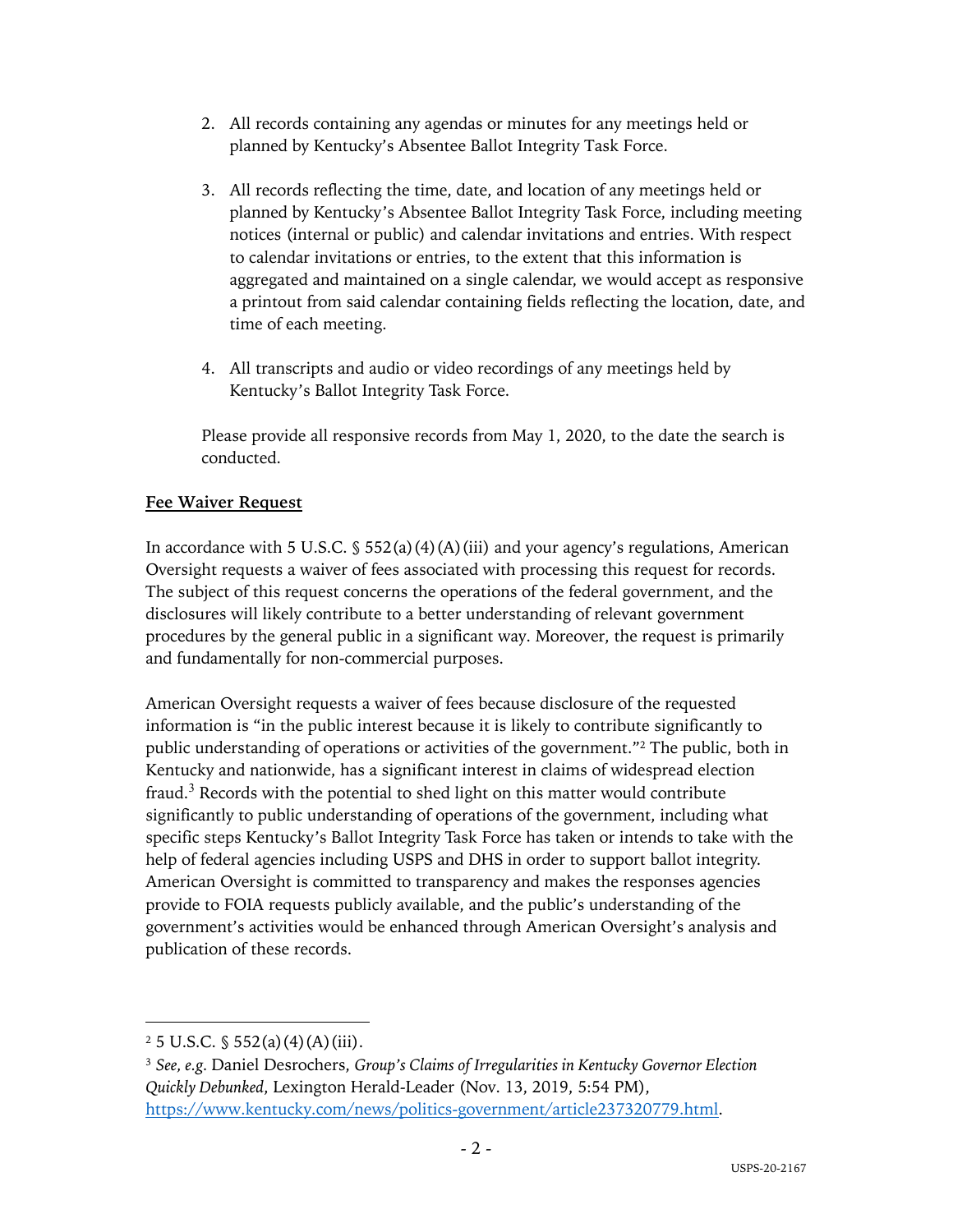2. All records containing any agendas or minutes for any meetings held or planned by Kentucky's Absentee Ballot Integrity Task Force.

3. All records reflecting the time, date, and location of any meetings held or planned by Kentucky's Absentee Ballot Integrity Task Force, including meeting notices (internal or public) and calendar invitations and entries. With respect to calendar invitations or entries, to the extent that this information is aggregated and maintained on a single calendar, we would accept as responsive a printout from said calendar containing fields reflecting the location, date, and time of each meeting.

4. All transcripts and audio or video recordings of any meetings held by Kentucky's Ballot Integrity Task Force.

Please provide all responsive records from May 1, 2020, to the date the search is conducted.

**Fee Waiver Request**

In accordance with 5 U.S.C. § 552(a)(4)(A)(iii) and your agency's regulations, American Oversight requests a waiver of fees associated with processing this request for records. The subject of this request concerns the operations of the federal government, and the disclosures will likely contribute to a better understanding of relevant government procedures by the general public in a significant way. Moreover, the request is primarily and fundamentally for non-commercial purposes.

American Oversight requests a waiver of fees because disclosure of the requested information is "in the public interest because it is likely to contribute significantly to public understanding of operations or activities of the government."[2] The public, both in Kentucky and nationwide, has a significant interest in claims of widespread election fraud.[3] Records with the potential to shed light on this matter would contribute significantly to public understanding of operations of the government, including what specific steps Kentucky's Ballot Integrity Task Force has taken or intends to take with the help of federal agencies including USPS and DHS in order to support ballot integrity. American Oversight is committed to transparency and makes the responses agencies provide to FOIA requests publicly available, and the public's understanding of the government's activities would be enhanced through American Oversight's analysis and publication of these records.

---

[2] 5 U.S.C. § 552(a)(4)(A)(iii).

[3] *See, e.g.* Daniel Desrochers, *Group's Claims of Irregularities in Kentucky Governor Election Quickly Debunked*, Lexington Herald-Leader (Nov. 13, 2019, 5:54 PM), https://www.kentucky.com/news/politics-government/article237320779.html.

USPS-20-2167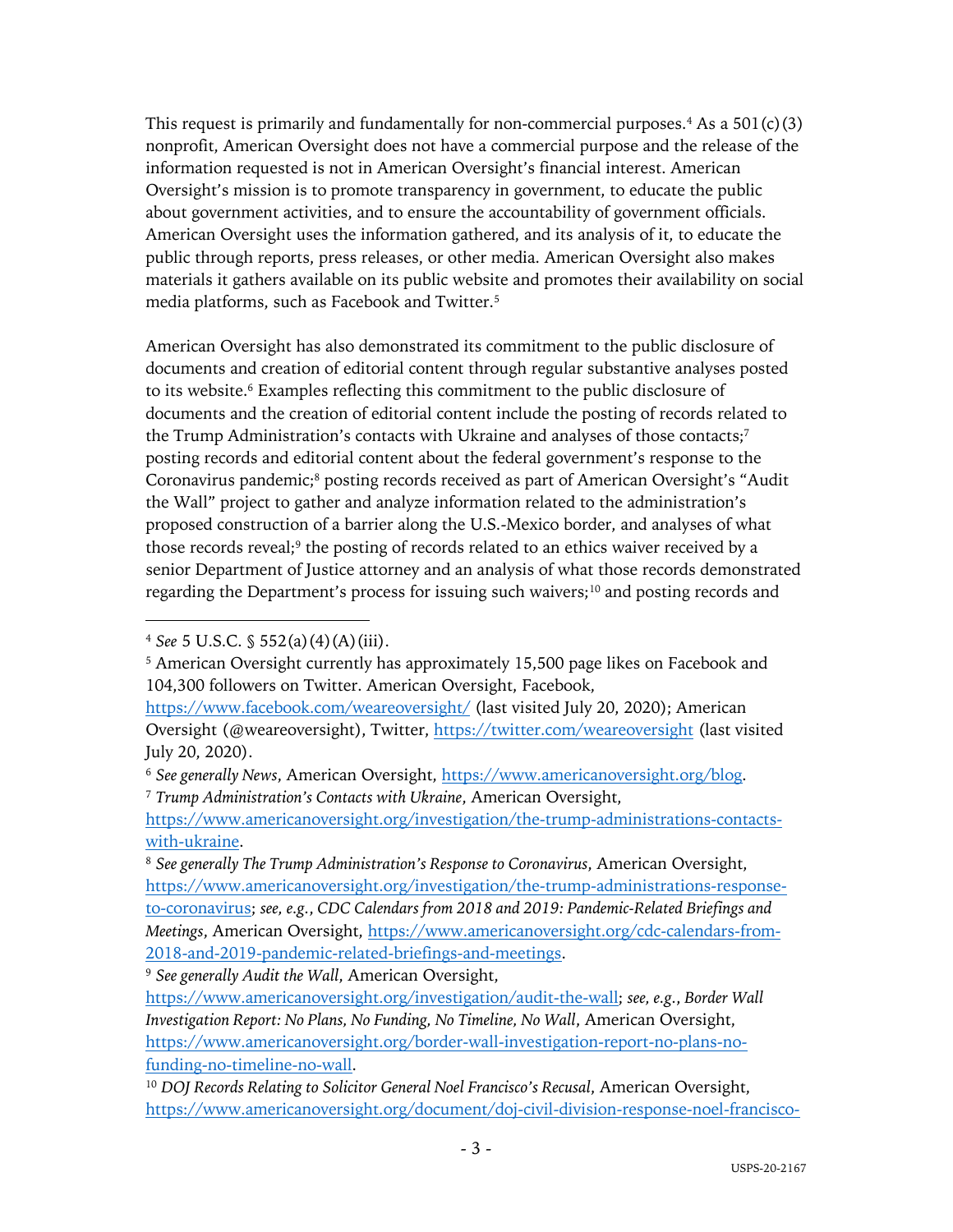This request is primarily and fundamentally for non-commercial purposes.[4] As a 501(c)(3) nonprofit, American Oversight does not have a commercial purpose and the release of the information requested is not in American Oversight's financial interest. American Oversight's mission is to promote transparency in government, to educate the public about government activities, and to ensure the accountability of government officials. American Oversight uses the information gathered, and its analysis of it, to educate the public through reports, press releases, or other media. American Oversight also makes materials it gathers available on its public website and promotes their availability on social media platforms, such as Facebook and Twitter.[5]

American Oversight has also demonstrated its commitment to the public disclosure of documents and creation of editorial content through regular substantive analyses posted to its website.[6] Examples reflecting this commitment to the public disclosure of documents and the creation of editorial content include the posting of records related to the Trump Administration's contacts with Ukraine and analyses of those contacts;[7] posting records and editorial content about the federal government's response to the Coronavirus pandemic;[8] posting records received as part of American Oversight's "Audit the Wall" project to gather and analyze information related to the administration's proposed construction of a barrier along the U.S.-Mexico border, and analyses of what those records reveal;[9] the posting of records related to an ethics waiver received by a senior Department of Justice attorney and an analysis of what those records demonstrated regarding the Department's process for issuing such waivers;[10] and posting records and

---

[4] *See* 5 U.S.C. § 552(a)(4)(A)(iii).

[5] American Oversight currently has approximately 15,500 page likes on Facebook and 104,300 followers on Twitter. American Oversight, Facebook, https://www.facebook.com/weareoversight/ (last visited July 20, 2020); American Oversight (@weareoversight), Twitter, https://twitter.com/weareoversight (last visited July 20, 2020).

[6] *See generally News*, American Oversight, https://www.americanoversight.org/blog.

[7] *Trump Administration's Contacts with Ukraine*, American Oversight, https://www.americanoversight.org/investigation/the-trump-administrations-contacts-with-ukraine.

[8] *See generally The Trump Administration's Response to Coronavirus*, American Oversight, https://www.americanoversight.org/investigation/the-trump-administrations-response-to-coronavirus; *see, e.g.*, *CDC Calendars from 2018 and 2019: Pandemic-Related Briefings and Meetings*, American Oversight, https://www.americanoversight.org/cdc-calendars-from-2018-and-2019-pandemic-related-briefings-and-meetings.

[9] *See generally Audit the Wall*, American Oversight, https://www.americanoversight.org/investigation/audit-the-wall; *see, e.g.*, *Border Wall Investigation Report: No Plans, No Funding, No Timeline, No Wall*, American Oversight, https://www.americanoversight.org/border-wall-investigation-report-no-plans-no-funding-no-timeline-no-wall.

[10] *DOJ Records Relating to Solicitor General Noel Francisco's Recusal*, American Oversight, https://www.americanoversight.org/document/doj-civil-division-response-noel-francisco-

USPS-20-2167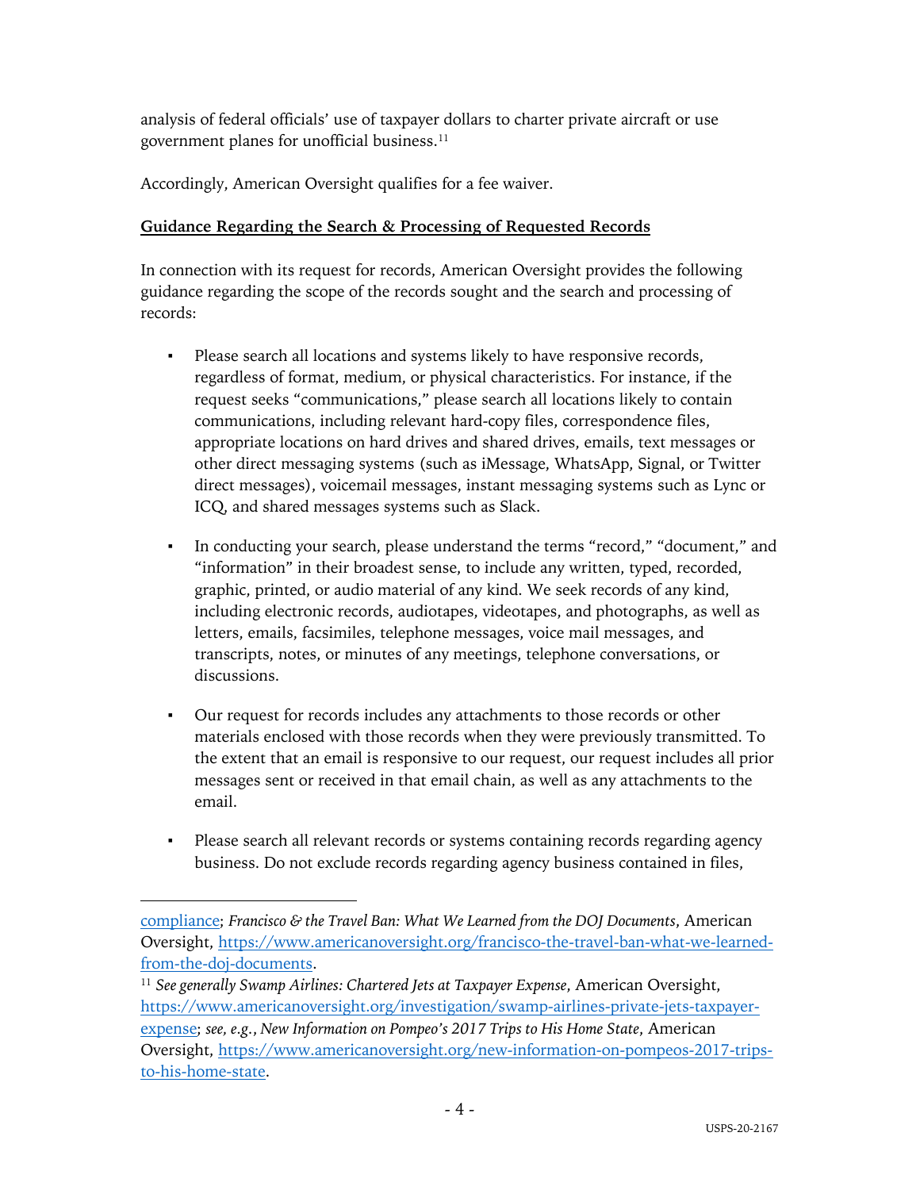analysis of federal officials' use of taxpayer dollars to charter private aircraft or use government planes for unofficial business.[11]

Accordingly, American Oversight qualifies for a fee waiver.

**Guidance Regarding the Search & Processing of Requested Records**

In connection with its request for records, American Oversight provides the following guidance regarding the scope of the records sought and the search and processing of records:

- Please search all locations and systems likely to have responsive records, regardless of format, medium, or physical characteristics. For instance, if the request seeks "communications," please search all locations likely to contain communications, including relevant hard-copy files, correspondence files, appropriate locations on hard drives and shared drives, emails, text messages or other direct messaging systems (such as iMessage, WhatsApp, Signal, or Twitter direct messages), voicemail messages, instant messaging systems such as Lync or ICQ, and shared messages systems such as Slack.

- In conducting your search, please understand the terms "record," "document," and "information" in their broadest sense, to include any written, typed, recorded, graphic, printed, or audio material of any kind. We seek records of any kind, including electronic records, audiotapes, videotapes, and photographs, as well as letters, emails, facsimiles, telephone messages, voice mail messages, and transcripts, notes, or minutes of any meetings, telephone conversations, or discussions.

- Our request for records includes any attachments to those records or other materials enclosed with those records when they were previously transmitted. To the extent that an email is responsive to our request, our request includes all prior messages sent or received in that email chain, as well as any attachments to the email.

- Please search all relevant records or systems containing records regarding agency business. Do not exclude records regarding agency business contained in files,

---

compliance; *Francisco & the Travel Ban: What We Learned from the DOJ Documents*, American Oversight, https://www.americanoversight.org/francisco-the-travel-ban-what-we-learned-from-the-doj-documents.

[11] *See generally Swamp Airlines: Chartered Jets at Taxpayer Expense*, American Oversight, https://www.americanoversight.org/investigation/swamp-airlines-private-jets-taxpayer-expense; *see, e.g.*, *New Information on Pompeo's 2017 Trips to His Home State*, American Oversight, https://www.americanoversight.org/new-information-on-pompeos-2017-trips-to-his-home-state.

USPS-20-2167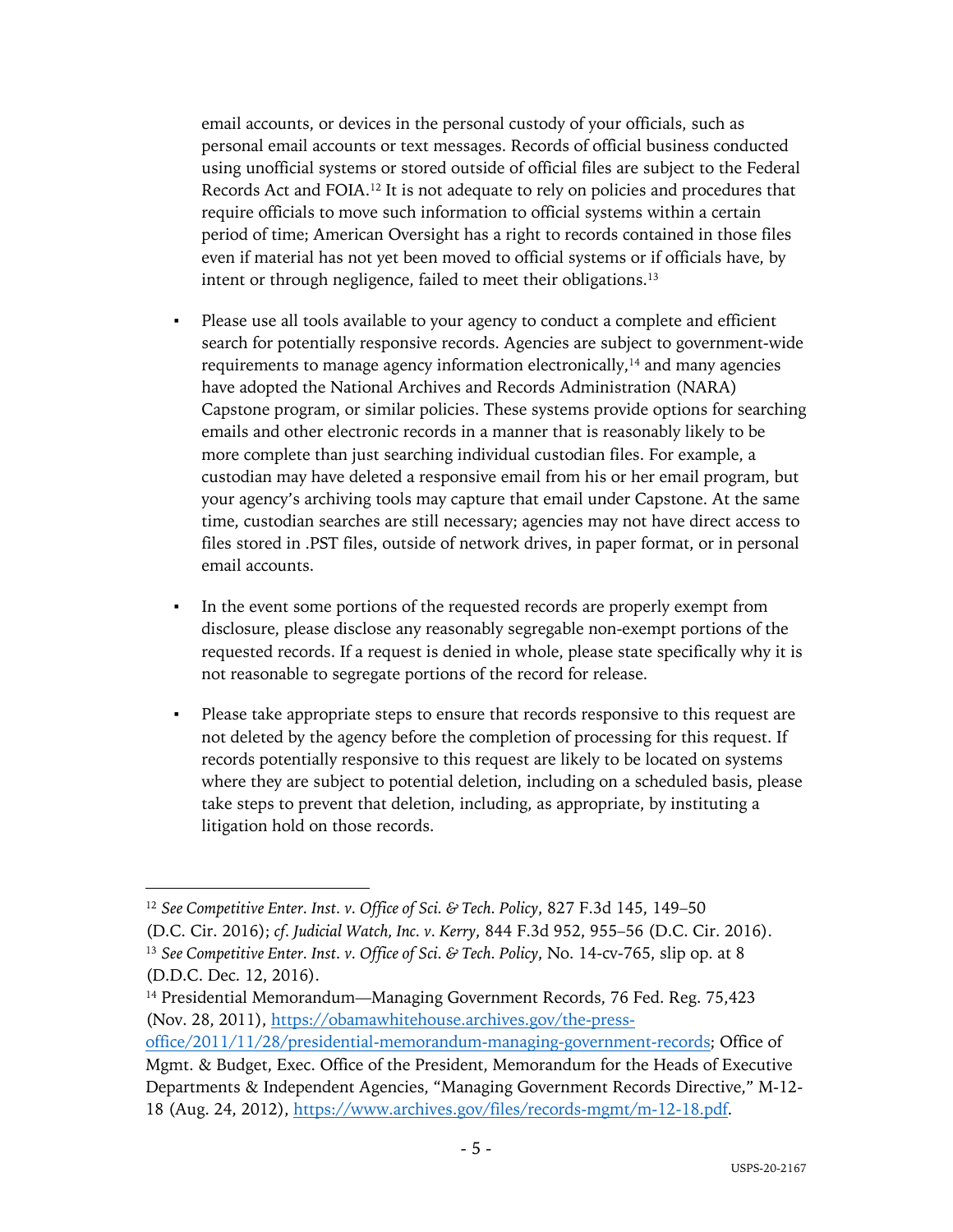email accounts, or devices in the personal custody of your officials, such as personal email accounts or text messages. Records of official business conducted using unofficial systems or stored outside of official files are subject to the Federal Records Act and FOIA.[12] It is not adequate to rely on policies and procedures that require officials to move such information to official systems within a certain period of time; American Oversight has a right to records contained in those files even if material has not yet been moved to official systems or if officials have, by intent or through negligence, failed to meet their obligations.[13]

- Please use all tools available to your agency to conduct a complete and efficient search for potentially responsive records. Agencies are subject to government-wide requirements to manage agency information electronically,[14] and many agencies have adopted the National Archives and Records Administration (NARA) Capstone program, or similar policies. These systems provide options for searching emails and other electronic records in a manner that is reasonably likely to be more complete than just searching individual custodian files. For example, a custodian may have deleted a responsive email from his or her email program, but your agency's archiving tools may capture that email under Capstone. At the same time, custodian searches are still necessary; agencies may not have direct access to files stored in .PST files, outside of network drives, in paper format, or in personal email accounts.

- In the event some portions of the requested records are properly exempt from disclosure, please disclose any reasonably segregable non-exempt portions of the requested records. If a request is denied in whole, please state specifically why it is not reasonable to segregate portions of the record for release.

- Please take appropriate steps to ensure that records responsive to this request are not deleted by the agency before the completion of processing for this request. If records potentially responsive to this request are likely to be located on systems where they are subject to potential deletion, including on a scheduled basis, please take steps to prevent that deletion, including, as appropriate, by instituting a litigation hold on those records.

---

[12] *See Competitive Enter. Inst. v. Office of Sci. & Tech. Policy*, 827 F.3d 145, 149–50 (D.C. Cir. 2016); *cf. Judicial Watch, Inc. v. Kerry*, 844 F.3d 952, 955–56 (D.C. Cir. 2016).

[13] *See Competitive Enter. Inst. v. Office of Sci. & Tech. Policy*, No. 14-cv-765, slip op. at 8 (D.D.C. Dec. 12, 2016).

[14] Presidential Memorandum—Managing Government Records, 76 Fed. Reg. 75,423 (Nov. 28, 2011), https://obamawhitehouse.archives.gov/the-press-office/2011/11/28/presidential-memorandum-managing-government-records; Office of Mgmt. & Budget, Exec. Office of the President, Memorandum for the Heads of Executive Departments & Independent Agencies, "Managing Government Records Directive," M-12-18 (Aug. 24, 2012), https://www.archives.gov/files/records-mgmt/m-12-18.pdf.

USPS-20-2167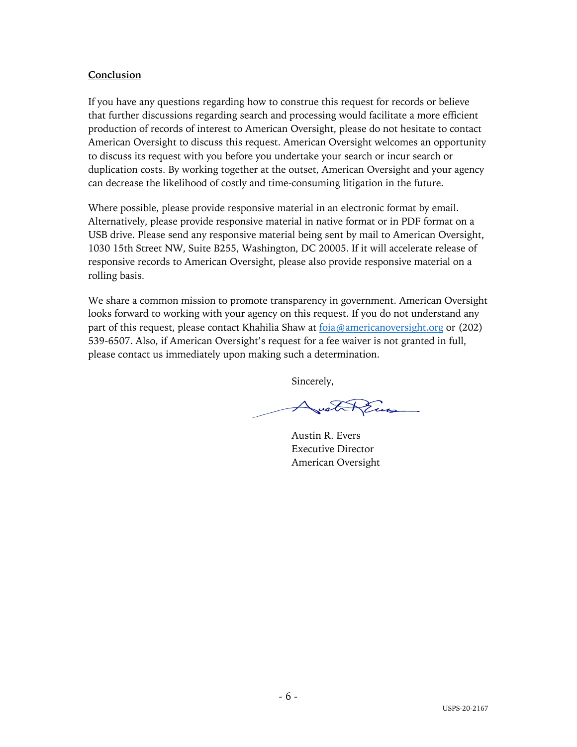**Conclusion**

If you have any questions regarding how to construe this request for records or believe that further discussions regarding search and processing would facilitate a more efficient production of records of interest to American Oversight, please do not hesitate to contact American Oversight to discuss this request. American Oversight welcomes an opportunity to discuss its request with you before you undertake your search or incur search or duplication costs. By working together at the outset, American Oversight and your agency can decrease the likelihood of costly and time-consuming litigation in the future.

Where possible, please provide responsive material in an electronic format by email. Alternatively, please provide responsive material in native format or in PDF format on a USB drive. Please send any responsive material being sent by mail to American Oversight, 1030 15th Street NW, Suite B255, Washington, DC 20005. If it will accelerate release of responsive records to American Oversight, please also provide responsive material on a rolling basis.

We share a common mission to promote transparency in government. American Oversight looks forward to working with your agency on this request. If you do not understand any part of this request, please contact Khahilia Shaw at foia@americanoversight.org or (202) 539-6507. Also, if American Oversight's request for a fee waiver is not granted in full, please contact us immediately upon making such a determination.

Sincerely,

Austin R. Evers
Executive Director
American Oversight

USPS-20-2167